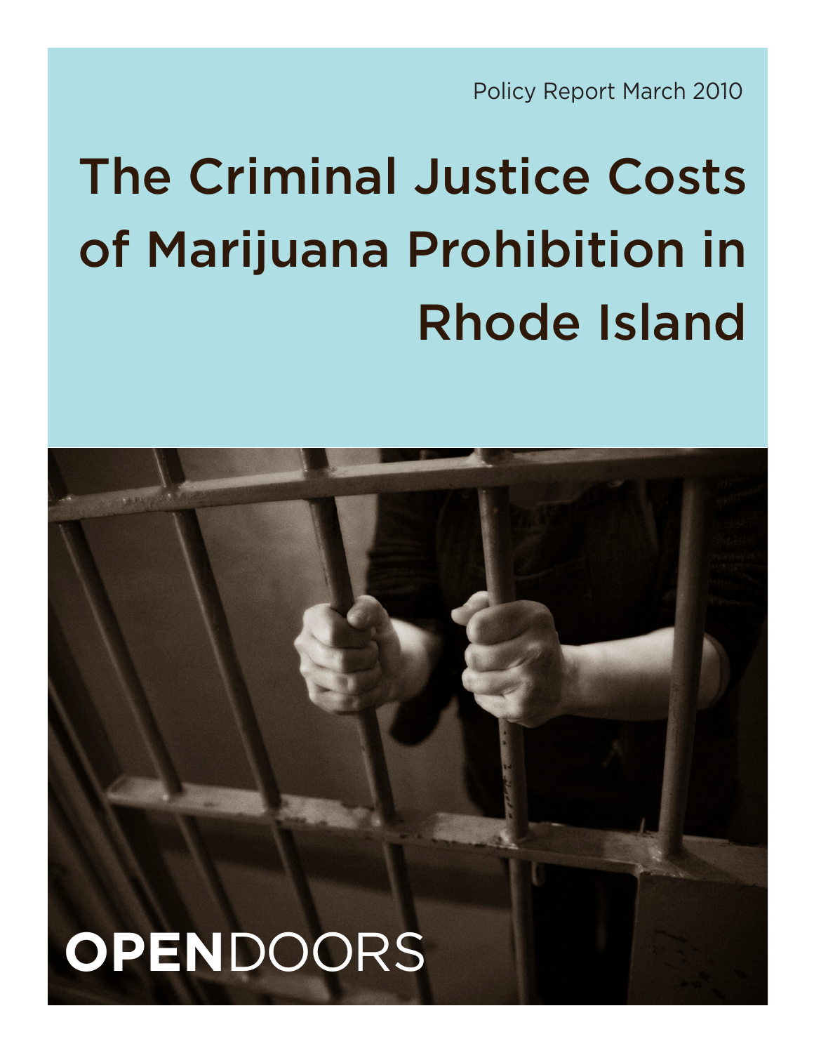Policy Report March 2010

# The Criminal Justice Costs of Marijuana Prohibition in Rhode Island

**OPEN**DOORS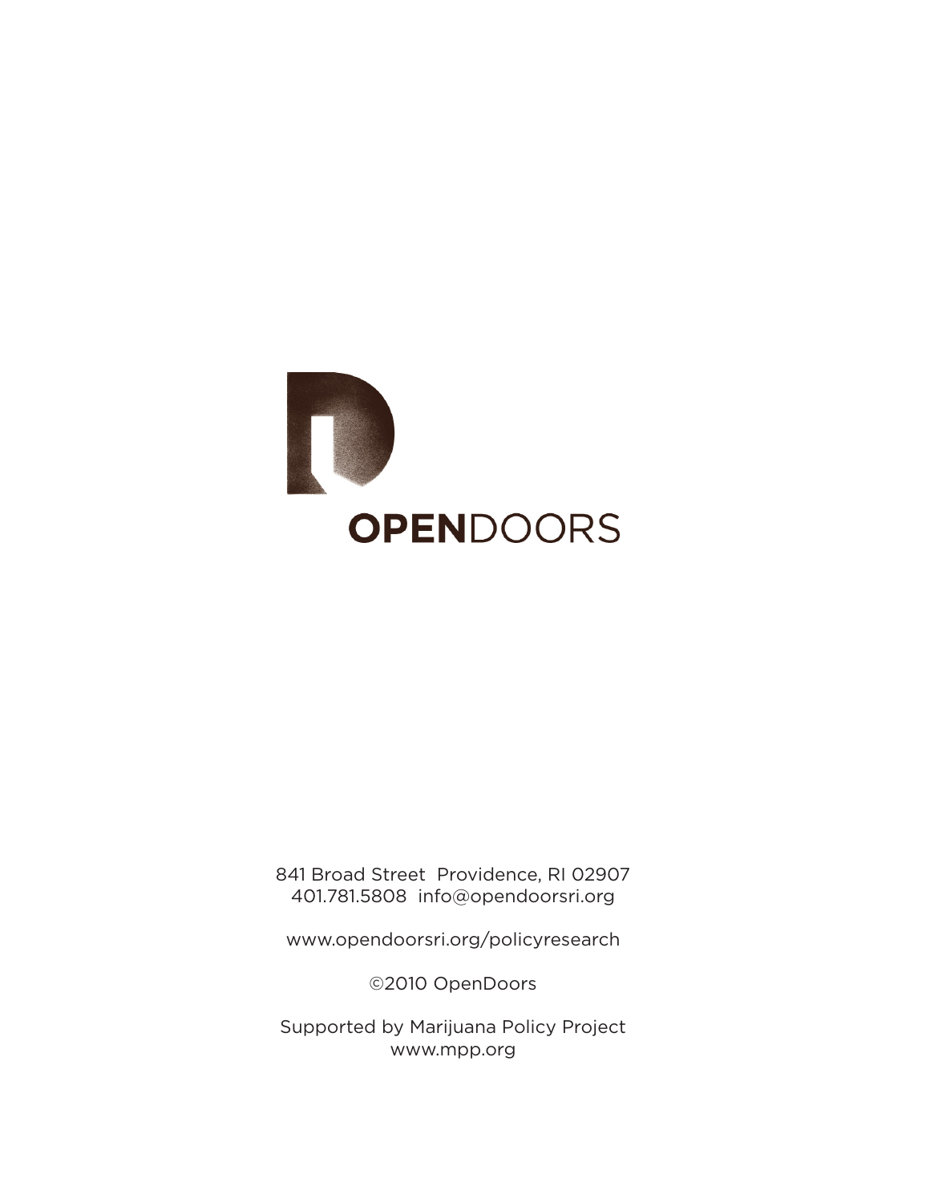**OPEN**DOORS

841 Broad Street  Providence, RI 02907
401.781.5808  info@opendoorsri.org

www.opendoorsri.org/policyresearch

©2010 OpenDoors

Supported by Marijuana Policy Project
www.mpp.org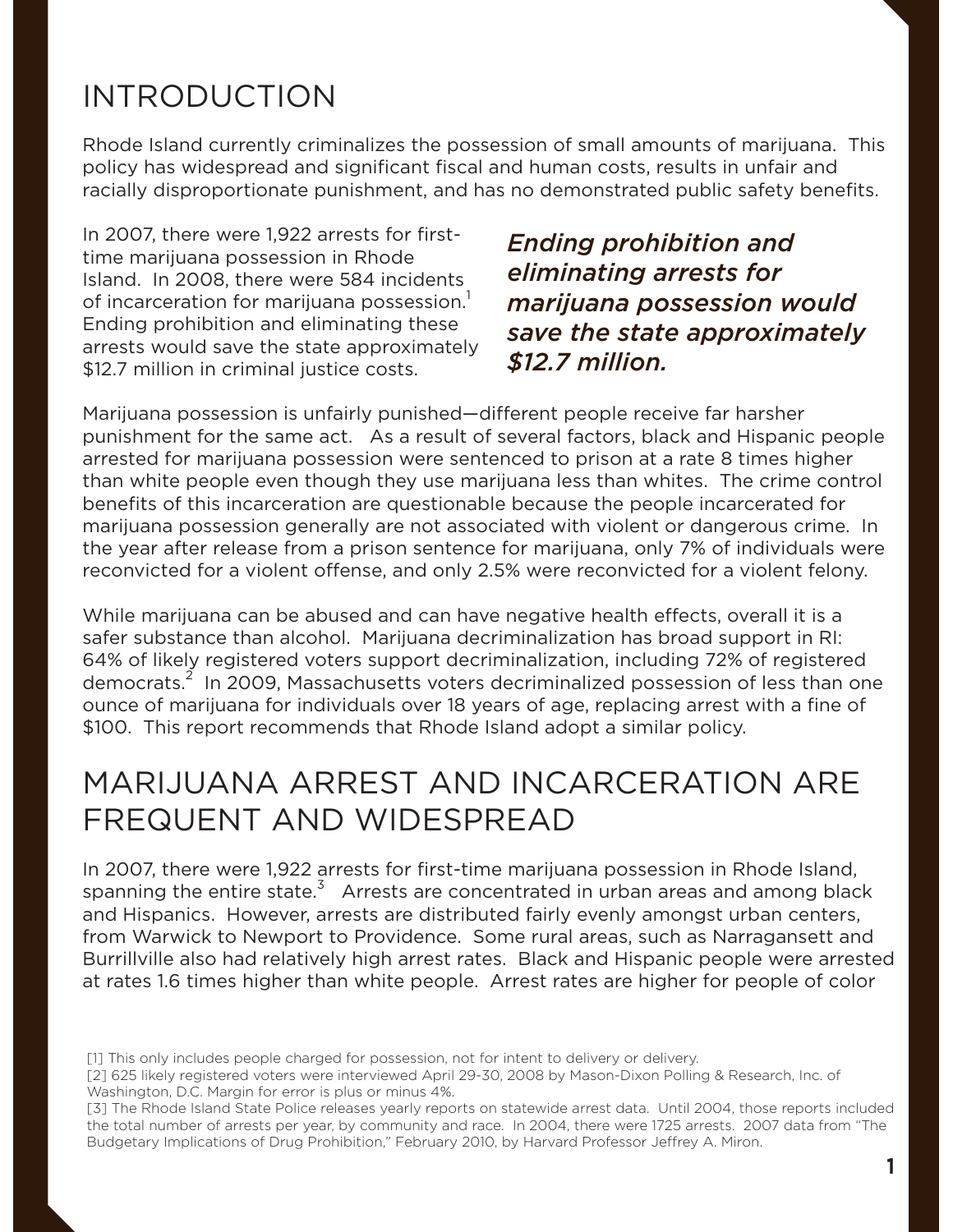# INTRODUCTION

Rhode Island currently criminalizes the possession of small amounts of marijuana. This policy has widespread and significant fiscal and human costs, results in unfair and racially disproportionate punishment, and has no demonstrated public safety benefits.

In 2007, there were 1,922 arrests for first-time marijuana possession in Rhode Island. In 2008, there were 584 incidents of incarceration for marijuana possession.[1] Ending prohibition and eliminating these arrests would save the state approximately $12.7 million in criminal justice costs.

*Ending prohibition and eliminating arrests for marijuana possession would save the state approximately $12.7 million.*

Marijuana possession is unfairly punished—different people receive far harsher punishment for the same act. As a result of several factors, black and Hispanic people arrested for marijuana possession were sentenced to prison at a rate 8 times higher than white people even though they use marijuana less than whites. The crime control benefits of this incarceration are questionable because the people incarcerated for marijuana possession generally are not associated with violent or dangerous crime. In the year after release from a prison sentence for marijuana, only 7% of individuals were reconvicted for a violent offense, and only 2.5% were reconvicted for a violent felony.

While marijuana can be abused and can have negative health effects, overall it is a safer substance than alcohol. Marijuana decriminalization has broad support in RI: 64% of likely registered voters support decriminalization, including 72% of registered democrats.[2] In 2009, Massachusetts voters decriminalized possession of less than one ounce of marijuana for individuals over 18 years of age, replacing arrest with a fine of $100. This report recommends that Rhode Island adopt a similar policy.

# MARIJUANA ARREST AND INCARCERATION ARE FREQUENT AND WIDESPREAD

In 2007, there were 1,922 arrests for first-time marijuana possession in Rhode Island, spanning the entire state.[3] Arrests are concentrated in urban areas and among black and Hispanics. However, arrests are distributed fairly evenly amongst urban centers, from Warwick to Newport to Providence. Some rural areas, such as Narragansett and Burrillville also had relatively high arrest rates. Black and Hispanic people were arrested at rates 1.6 times higher than white people. Arrest rates are higher for people of color

[1] This only includes people charged for possession, not for intent to delivery or delivery.

[2] 625 likely registered voters were interviewed April 29-30, 2008 by Mason-Dixon Polling & Research, Inc. of Washington, D.C. Margin for error is plus or minus 4%.

[3] The Rhode Island State Police releases yearly reports on statewide arrest data. Until 2004, those reports included the total number of arrests per year, by community and race. In 2004, there were 1725 arrests. 2007 data from "The Budgetary Implications of Drug Prohibition," February 2010, by Harvard Professor Jeffrey A. Miron.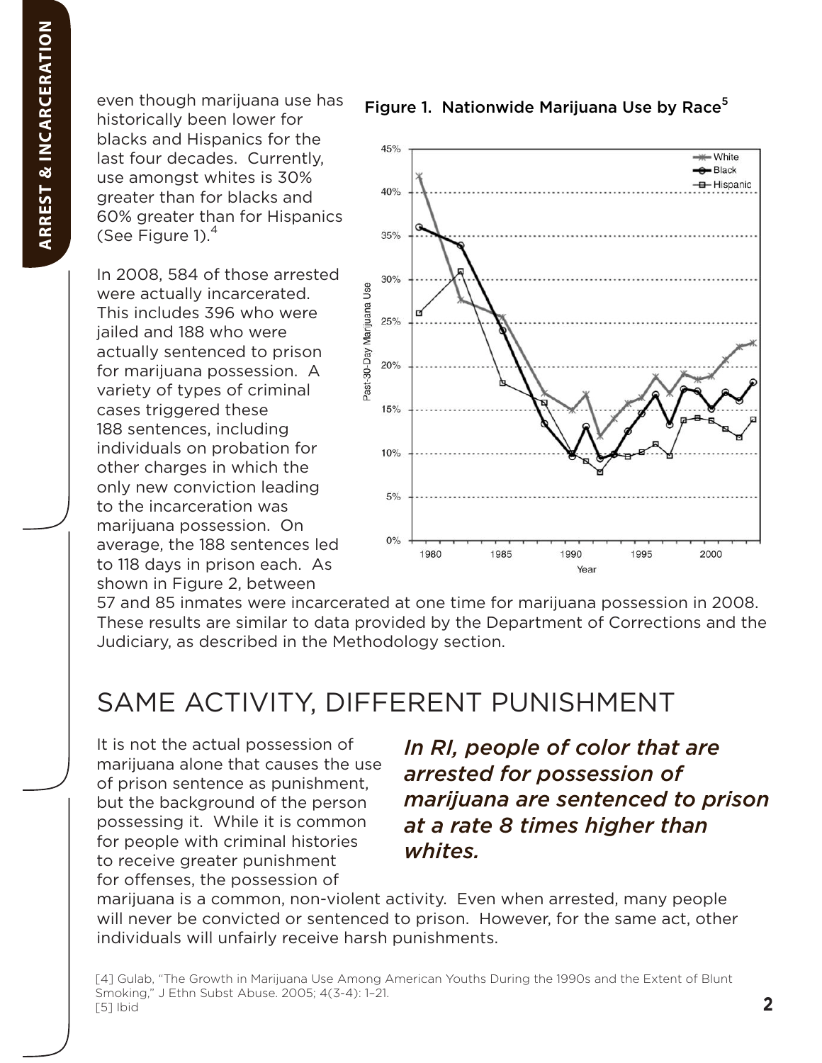even though marijuana use has historically been lower for blacks and Hispanics for the last four decades. Currently, use amongst whites is 30% greater than for blacks and 60% greater than for Hispanics (See Figure 1).[4]

Figure 1. Nationwide Marijuana Use by Race[5]

In 2008, 584 of those arrested were actually incarcerated. This includes 396 who were jailed and 188 who were actually sentenced to prison for marijuana possession. A variety of types of criminal cases triggered these 188 sentences, including individuals on probation for other charges in which the only new conviction leading to the incarceration was marijuana possession. On average, the 188 sentences led to 118 days in prison each. As shown in Figure 2, between 57 and 85 inmates were incarcerated at one time for marijuana possession in 2008. These results are similar to data provided by the Department of Corrections and the Judiciary, as described in the Methodology section.

## SAME ACTIVITY, DIFFERENT PUNISHMENT

*In RI, people of color that are arrested for possession of marijuana are sentenced to prison at a rate 8 times higher than whites.*

It is not the actual possession of marijuana alone that causes the use of prison sentence as punishment, but the background of the person possessing it. While it is common for people with criminal histories to receive greater punishment for offenses, the possession of marijuana is a common, non-violent activity. Even when arrested, many people will never be convicted or sentenced to prison. However, for the same act, other individuals will unfairly receive harsh punishments.

[4] Gulab, "The Growth in Marijuana Use Among American Youths During the 1990s and the Extent of Blunt Smoking," J Ethn Subst Abuse. 2005; 4(3-4): 1–21.
[5] Ibid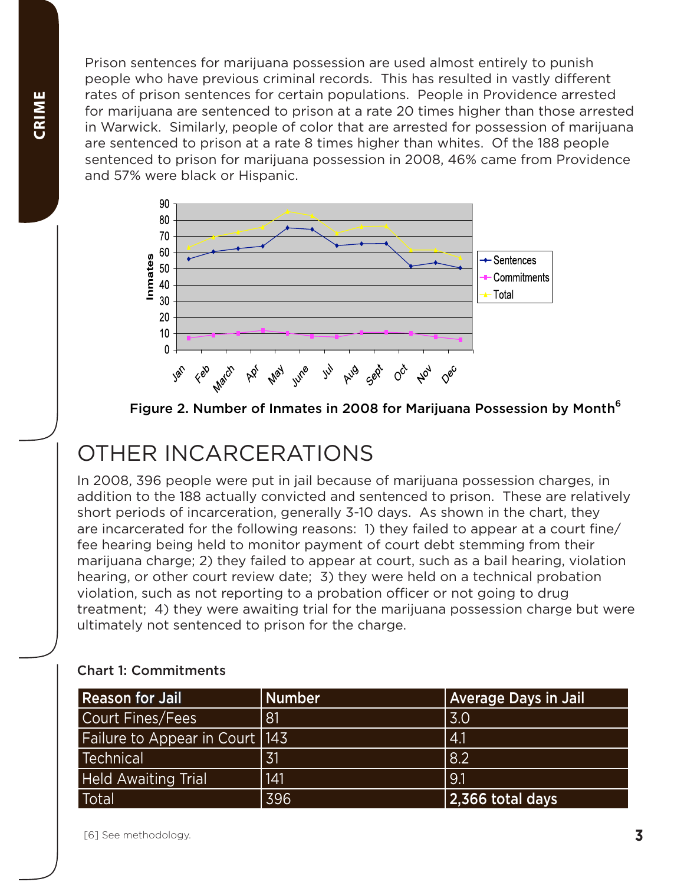Prison sentences for marijuana possession are used almost entirely to punish people who have previous criminal records. This has resulted in vastly different rates of prison sentences for certain populations. People in Providence arrested for marijuana are sentenced to prison at a rate 20 times higher than those arrested in Warwick. Similarly, people of color that are arrested for possession of marijuana are sentenced to prison at a rate 8 times higher than whites. Of the 188 people sentenced to prison for marijuana possession in 2008, 46% came from Providence and 57% were black or Hispanic.

Figure 2. Number of Inmates in 2008 for Marijuana Possession by Month[6]

## OTHER INCARCERATIONS

In 2008, 396 people were put in jail because of marijuana possession charges, in addition to the 188 actually convicted and sentenced to prison. These are relatively short periods of incarceration, generally 3-10 days. As shown in the chart, they are incarcerated for the following reasons: 1) they failed to appear at a court fine/fee hearing being held to monitor payment of court debt stemming from their marijuana charge; 2) they failed to appear at court, such as a bail hearing, violation hearing, or other court review date; 3) they were held on a technical probation violation, such as not reporting to a probation officer or not going to drug treatment; 4) they were awaiting trial for the marijuana possession charge but were ultimately not sentenced to prison for the charge.

**Chart 1: Commitments**

| Reason for Jail | Number | Average Days in Jail |
|---|---|---|
| Court Fines/Fees | 81 | 3.0 |
| Failure to Appear in Court | 143 | 4.1 |
| Technical | 31 | 8.2 |
| Held Awaiting Trial | 141 | 9.1 |
| Total | 396 | **2,366 total days** |

[6] See methodology.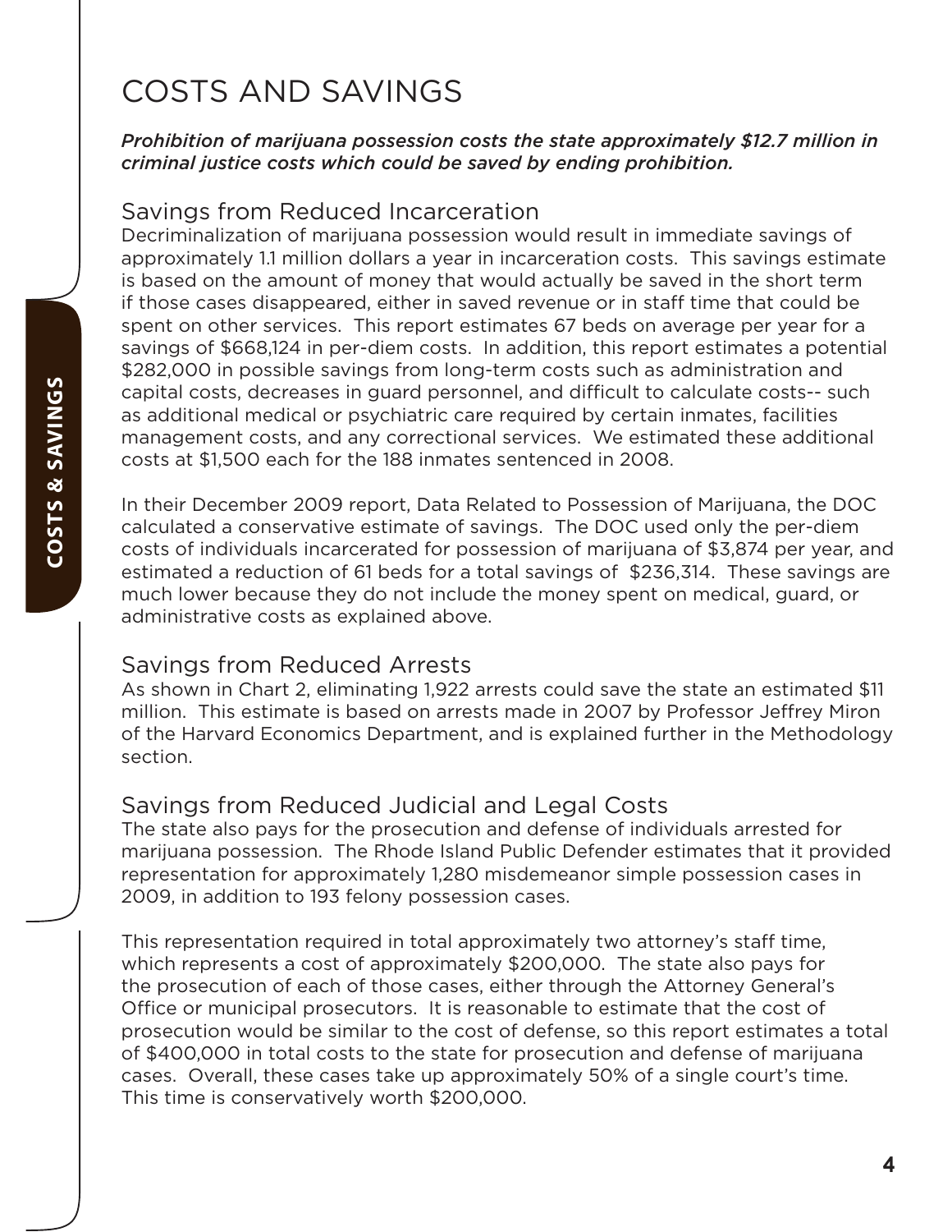# COSTS AND SAVINGS

***Prohibition of marijuana possession costs the state approximately $12.7 million in criminal justice costs which could be saved by ending prohibition.***

## Savings from Reduced Incarceration

Decriminalization of marijuana possession would result in immediate savings of approximately 1.1 million dollars a year in incarceration costs. This savings estimate is based on the amount of money that would actually be saved in the short term if those cases disappeared, either in saved revenue or in staff time that could be spent on other services. This report estimates 67 beds on average per year for a savings of $668,124 in per-diem costs. In addition, this report estimates a potential $282,000 in possible savings from long-term costs such as administration and capital costs, decreases in guard personnel, and difficult to calculate costs-- such as additional medical or psychiatric care required by certain inmates, facilities management costs, and any correctional services. We estimated these additional costs at $1,500 each for the 188 inmates sentenced in 2008.

In their December 2009 report, Data Related to Possession of Marijuana, the DOC calculated a conservative estimate of savings. The DOC used only the per-diem costs of individuals incarcerated for possession of marijuana of $3,874 per year, and estimated a reduction of 61 beds for a total savings of $236,314. These savings are much lower because they do not include the money spent on medical, guard, or administrative costs as explained above.

## Savings from Reduced Arrests

As shown in Chart 2, eliminating 1,922 arrests could save the state an estimated $11 million. This estimate is based on arrests made in 2007 by Professor Jeffrey Miron of the Harvard Economics Department, and is explained further in the Methodology section.

## Savings from Reduced Judicial and Legal Costs

The state also pays for the prosecution and defense of individuals arrested for marijuana possession. The Rhode Island Public Defender estimates that it provided representation for approximately 1,280 misdemeanor simple possession cases in 2009, in addition to 193 felony possession cases.

This representation required in total approximately two attorney's staff time, which represents a cost of approximately $200,000. The state also pays for the prosecution of each of those cases, either through the Attorney General's Office or municipal prosecutors. It is reasonable to estimate that the cost of prosecution would be similar to the cost of defense, so this report estimates a total of $400,000 in total costs to the state for prosecution and defense of marijuana cases. Overall, these cases take up approximately 50% of a single court's time. This time is conservatively worth $200,000.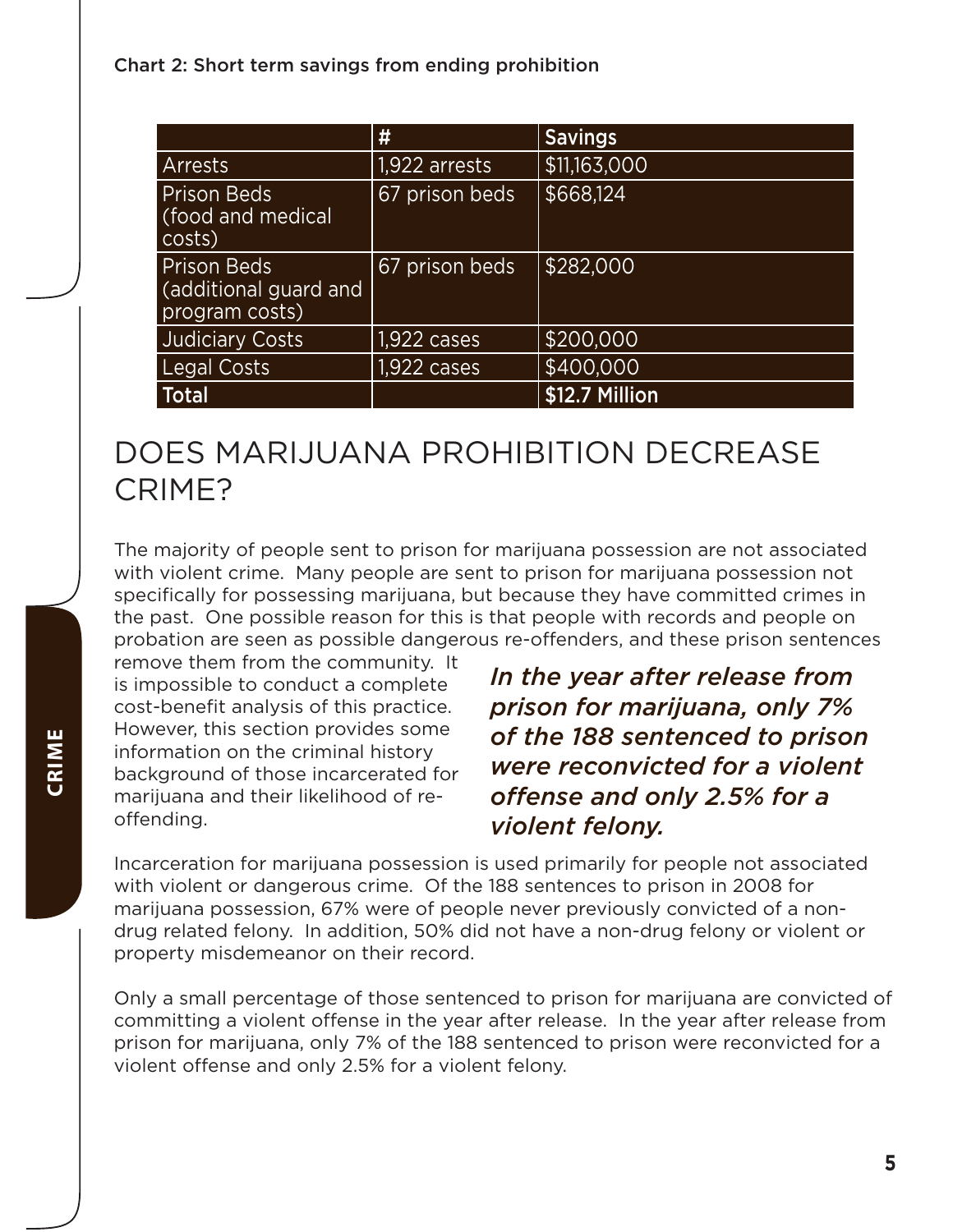Chart 2: Short term savings from ending prohibition

| | # | Savings |
|---|---|---|
| Arrests | 1,922 arrests | $11,163,000 |
| Prison Beds (food and medical costs) | 67 prison beds | $668,124 |
| Prison Beds (additional guard and program costs) | 67 prison beds | $282,000 |
| Judiciary Costs | 1,922 cases | $200,000 |
| Legal Costs | 1,922 cases | $400,000 |
| **Total** | | **$12.7 Million** |

# DOES MARIJUANA PROHIBITION DECREASE CRIME?

The majority of people sent to prison for marijuana possession are not associated with violent crime. Many people are sent to prison for marijuana possession not specifically for possessing marijuana, but because they have committed crimes in the past. One possible reason for this is that people with records and people on probation are seen as possible dangerous re-offenders, and these prison sentences remove them from the community. It is impossible to conduct a complete cost-benefit analysis of this practice. However, this section provides some information on the criminal history background of those incarcerated for marijuana and their likelihood of re-offending.

*In the year after release from prison for marijuana, only 7% of the 188 sentenced to prison were reconvicted for a violent offense and only 2.5% for a violent felony.*

Incarceration for marijuana possession is used primarily for people not associated with violent or dangerous crime. Of the 188 sentences to prison in 2008 for marijuana possession, 67% were of people never previously convicted of a non-drug related felony. In addition, 50% did not have a non-drug felony or violent or property misdemeanor on their record.

Only a small percentage of those sentenced to prison for marijuana are convicted of committing a violent offense in the year after release. In the year after release from prison for marijuana, only 7% of the 188 sentenced to prison were reconvicted for a violent offense and only 2.5% for a violent felony.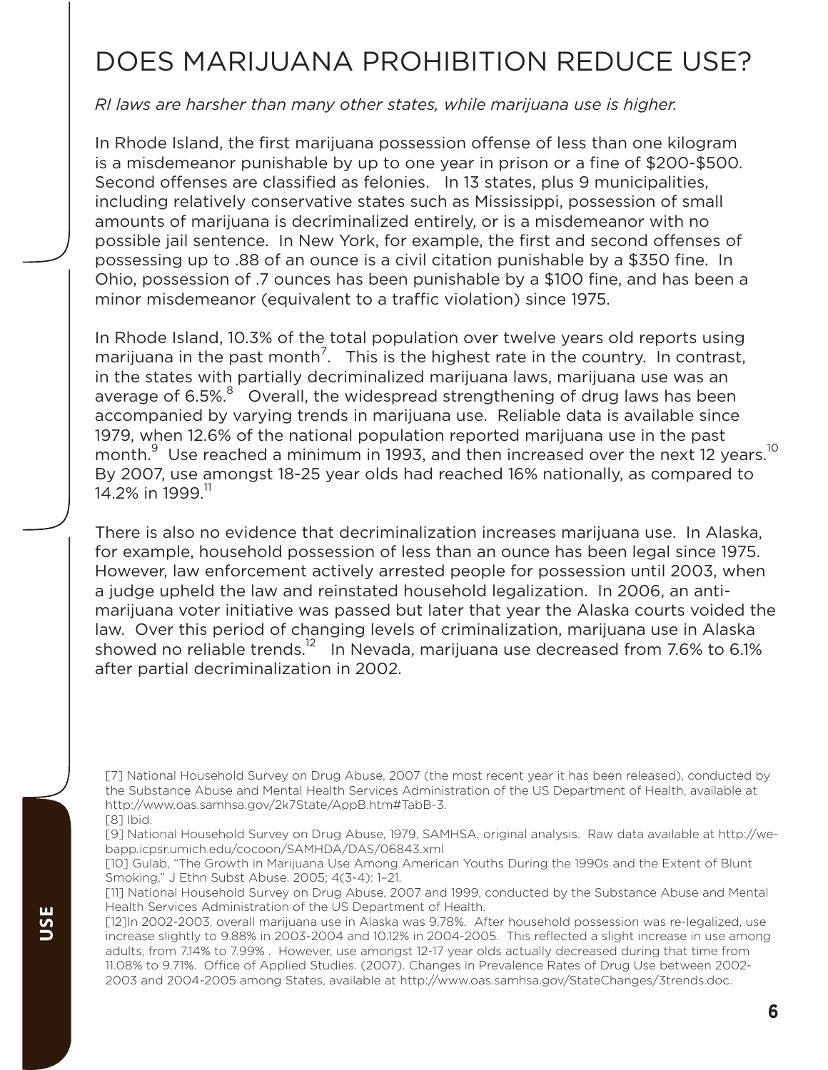# DOES MARIJUANA PROHIBITION REDUCE USE?

*RI laws are harsher than many other states, while marijuana use is higher.*

In Rhode Island, the first marijuana possession offense of less than one kilogram is a misdemeanor punishable by up to one year in prison or a fine of $200-$500. Second offenses are classified as felonies. In 13 states, plus 9 municipalities, including relatively conservative states such as Mississippi, possession of small amounts of marijuana is decriminalized entirely, or is a misdemeanor with no possible jail sentence. In New York, for example, the first and second offenses of possessing up to .88 of an ounce is a civil citation punishable by a $350 fine. In Ohio, possession of .7 ounces has been punishable by a $100 fine, and has been a minor misdemeanor (equivalent to a traffic violation) since 1975.

In Rhode Island, 10.3% of the total population over twelve years old reports using marijuana in the past month[7]. This is the highest rate in the country. In contrast, in the states with partially decriminalized marijuana laws, marijuana use was an average of 6.5%.[8] Overall, the widespread strengthening of drug laws has been accompanied by varying trends in marijuana use. Reliable data is available since 1979, when 12.6% of the national population reported marijuana use in the past month.[9] Use reached a minimum in 1993, and then increased over the next 12 years.[10] By 2007, use amongst 18-25 year olds had reached 16% nationally, as compared to 14.2% in 1999.[11]

There is also no evidence that decriminalization increases marijuana use. In Alaska, for example, household possession of less than an ounce has been legal since 1975. However, law enforcement actively arrested people for possession until 2003, when a judge upheld the law and reinstated household legalization. In 2006, an anti-marijuana voter initiative was passed but later that year the Alaska courts voided the law. Over this period of changing levels of criminalization, marijuana use in Alaska showed no reliable trends.[12] In Nevada, marijuana use decreased from 7.6% to 6.1% after partial decriminalization in 2002.

[7] National Household Survey on Drug Abuse, 2007 (the most recent year it has been released), conducted by the Substance Abuse and Mental Health Services Administration of the US Department of Health, available at http://www.oas.samhsa.gov/2k7State/AppB.htm#TabB-3.

[8] Ibid.

[9] National Household Survey on Drug Abuse, 1979, SAMHSA, original analysis. Raw data available at http://webapp.icpsr.umich.edu/cocoon/SAMHDA/DAS/06843.xml

[10] Gulab, "The Growth in Marijuana Use Among American Youths During the 1990s and the Extent of Blunt Smoking," J Ethn Subst Abuse. 2005; 4(3-4): 1–21.

[11] National Household Survey on Drug Abuse, 2007 and 1999, conducted by the Substance Abuse and Mental Health Services Administration of the US Department of Health.

[12]In 2002-2003, overall marijuana use in Alaska was 9.78%. After household possession was re-legalized, use increase slightly to 9.88% in 2003-2004 and 10.12% in 2004-2005. This reflected a slight increase in use among adults, from 7.14% to 7.99% . However, use amongst 12-17 year olds actually decreased during that time from 11.08% to 9.71%. Office of Applied Studies. (2007). Changes in Prevalence Rates of Drug Use between 2002-2003 and 2004-2005 among States, available at http://www.oas.samhsa.gov/StateChanges/3trends.doc.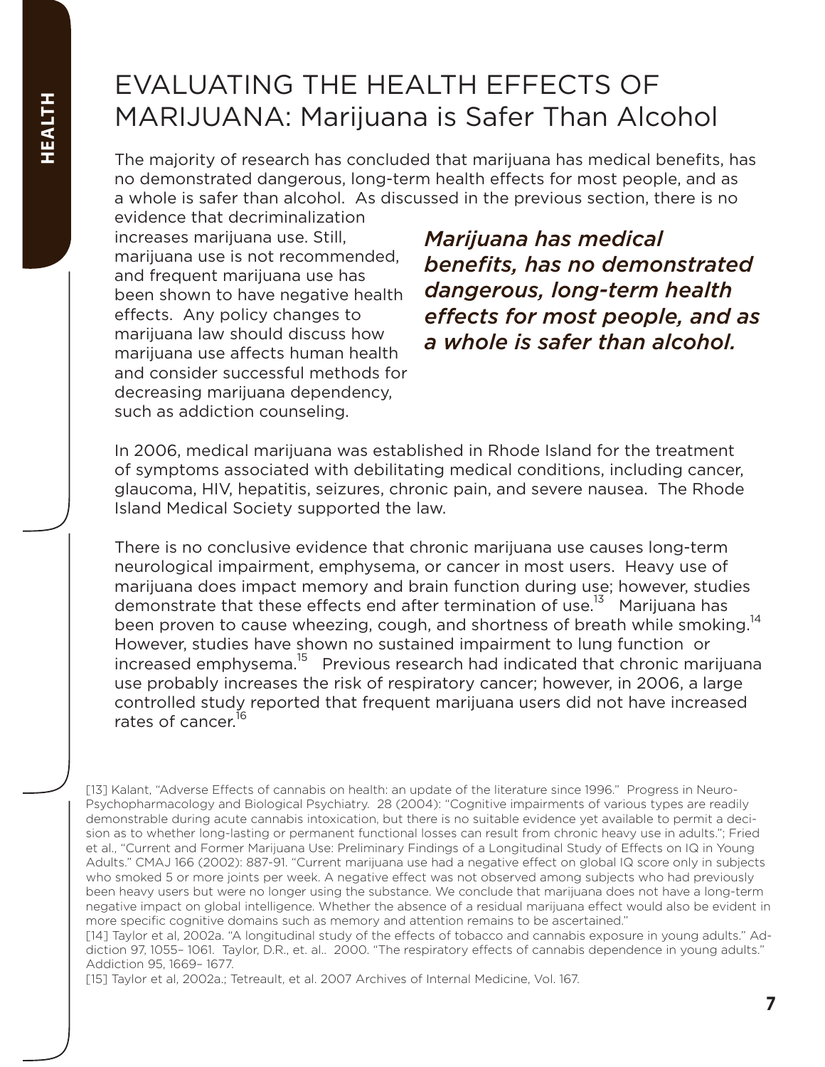# EVALUATING THE HEALTH EFFECTS OF MARIJUANA: Marijuana is Safer Than Alcohol

The majority of research has concluded that marijuana has medical benefits, has no demonstrated dangerous, long-term health effects for most people, and as a whole is safer than alcohol. As discussed in the previous section, there is no evidence that decriminalization increases marijuana use. Still, marijuana use is not recommended, and frequent marijuana use has been shown to have negative health effects. Any policy changes to marijuana law should discuss how marijuana use affects human health and consider successful methods for decreasing marijuana dependency, such as addiction counseling.

*Marijuana has medical benefits, has no demonstrated dangerous, long-term health effects for most people, and as a whole is safer than alcohol.*

In 2006, medical marijuana was established in Rhode Island for the treatment of symptoms associated with debilitating medical conditions, including cancer, glaucoma, HIV, hepatitis, seizures, chronic pain, and severe nausea. The Rhode Island Medical Society supported the law.

There is no conclusive evidence that chronic marijuana use causes long-term neurological impairment, emphysema, or cancer in most users. Heavy use of marijuana does impact memory and brain function during use; however, studies demonstrate that these effects end after termination of use.[13] Marijuana has been proven to cause wheezing, cough, and shortness of breath while smoking.[14] However, studies have shown no sustained impairment to lung function or increased emphysema.[15] Previous research had indicated that chronic marijuana use probably increases the risk of respiratory cancer; however, in 2006, a large controlled study reported that frequent marijuana users did not have increased rates of cancer.[16]

[13] Kalant, "Adverse Effects of cannabis on health: an update of the literature since 1996." Progress in Neuro-Psychopharmacology and Biological Psychiatry. 28 (2004): "Cognitive impairments of various types are readily demonstrable during acute cannabis intoxication, but there is no suitable evidence yet available to permit a decision as to whether long-lasting or permanent functional losses can result from chronic heavy use in adults."; Fried et al., "Current and Former Marijuana Use: Preliminary Findings of a Longitudinal Study of Effects on IQ in Young Adults." CMAJ 166 (2002): 887-91. "Current marijuana use had a negative effect on global IQ score only in subjects who smoked 5 or more joints per week. A negative effect was not observed among subjects who had previously been heavy users but were no longer using the substance. We conclude that marijuana does not have a long-term negative impact on global intelligence. Whether the absence of a residual marijuana effect would also be evident in more specific cognitive domains such as memory and attention remains to be ascertained."

[14] Taylor et al, 2002a. "A longitudinal study of the effects of tobacco and cannabis exposure in young adults." Addiction 97, 1055– 1061. Taylor, D.R., et. al.. 2000. "The respiratory effects of cannabis dependence in young adults." Addiction 95, 1669– 1677.

[15] Taylor et al, 2002a.; Tetreault, et al. 2007 Archives of Internal Medicine, Vol. 167.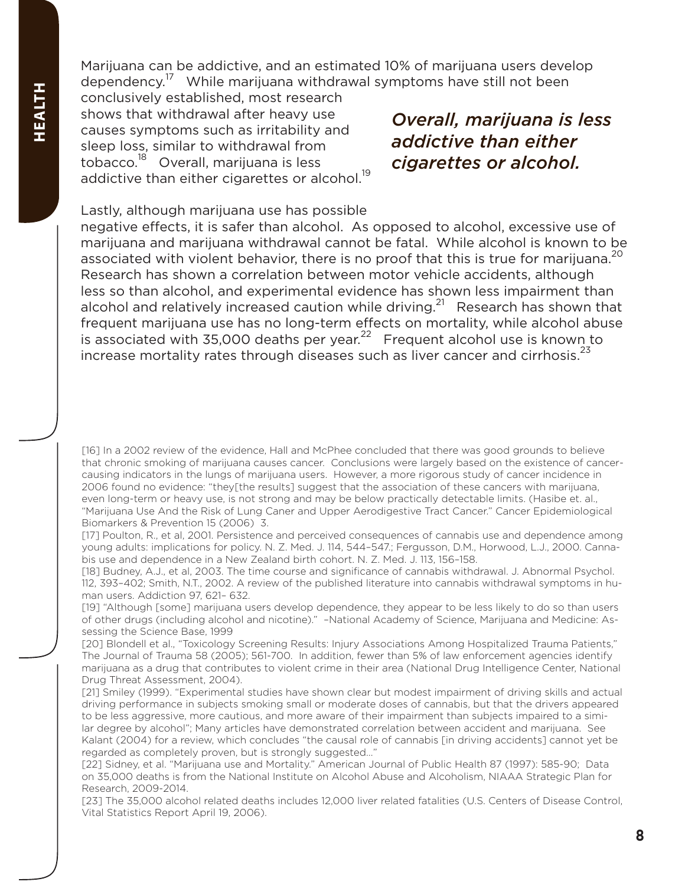Marijuana can be addictive, and an estimated 10% of marijuana users develop dependency.[17] While marijuana withdrawal symptoms have still not been conclusively established, most research shows that withdrawal after heavy use causes symptoms such as irritability and sleep loss, similar to withdrawal from tobacco.[18] Overall, marijuana is less addictive than either cigarettes or alcohol.[19]

*Overall, marijuana is less addictive than either cigarettes or alcohol.*

Lastly, although marijuana use has possible negative effects, it is safer than alcohol. As opposed to alcohol, excessive use of marijuana and marijuana withdrawal cannot be fatal. While alcohol is known to be associated with violent behavior, there is no proof that this is true for marijuana.[20] Research has shown a correlation between motor vehicle accidents, although less so than alcohol, and experimental evidence has shown less impairment than alcohol and relatively increased caution while driving.[21] Research has shown that frequent marijuana use has no long-term effects on mortality, while alcohol abuse is associated with 35,000 deaths per year.[22] Frequent alcohol use is known to increase mortality rates through diseases such as liver cancer and cirrhosis.[23]

[16] In a 2002 review of the evidence, Hall and McPhee concluded that there was good grounds to believe that chronic smoking of marijuana causes cancer. Conclusions were largely based on the existence of cancer-causing indicators in the lungs of marijuana users. However, a more rigorous study of cancer incidence in 2006 found no evidence: "they[the results] suggest that the association of these cancers with marijuana, even long-term or heavy use, is not strong and may be below practically detectable limits. (Hasibe et. al., "Marijuana Use And the Risk of Lung Caner and Upper Aerodigestive Tract Cancer." Cancer Epidemiological Biomarkers & Prevention 15 (2006) 3.

[17] Poulton, R., et al, 2001. Persistence and perceived consequences of cannabis use and dependence among young adults: implications for policy. N. Z. Med. J. 114, 544–547.; Fergusson, D.M., Horwood, L.J., 2000. Cannabis use and dependence in a New Zealand birth cohort. N. Z. Med. J. 113, 156–158.

[18] Budney, A.J., et al, 2003. The time course and significance of cannabis withdrawal. J. Abnormal Psychol. 112, 393–402; Smith, N.T., 2002. A review of the published literature into cannabis withdrawal symptoms in human users. Addiction 97, 621– 632.

[19] "Although [some] marijuana users develop dependence, they appear to be less likely to do so than users of other drugs (including alcohol and nicotine)." –National Academy of Science, Marijuana and Medicine: Assessing the Science Base, 1999

[20] Blondell et al., "Toxicology Screening Results: Injury Associations Among Hospitalized Trauma Patients," The Journal of Trauma 58 (2005); 561-700. In addition, fewer than 5% of law enforcement agencies identify marijuana as a drug that contributes to violent crime in their area (National Drug Intelligence Center, National Drug Threat Assessment, 2004).

[21] Smiley (1999). "Experimental studies have shown clear but modest impairment of driving skills and actual driving performance in subjects smoking small or moderate doses of cannabis, but that the drivers appeared to be less aggressive, more cautious, and more aware of their impairment than subjects impaired to a similar degree by alcohol"; Many articles have demonstrated correlation between accident and marijuana. See Kalant (2004) for a review, which concludes "the causal role of cannabis [in driving accidents] cannot yet be regarded as completely proven, but is strongly suggested..."

[22] Sidney, et al. "Marijuana use and Mortality." American Journal of Public Health 87 (1997): 585-90; Data on 35,000 deaths is from the National Institute on Alcohol Abuse and Alcoholism, NIAAA Strategic Plan for Research, 2009-2014.

[23] The 35,000 alcohol related deaths includes 12,000 liver related fatalities (U.S. Centers of Disease Control, Vital Statistics Report April 19, 2006).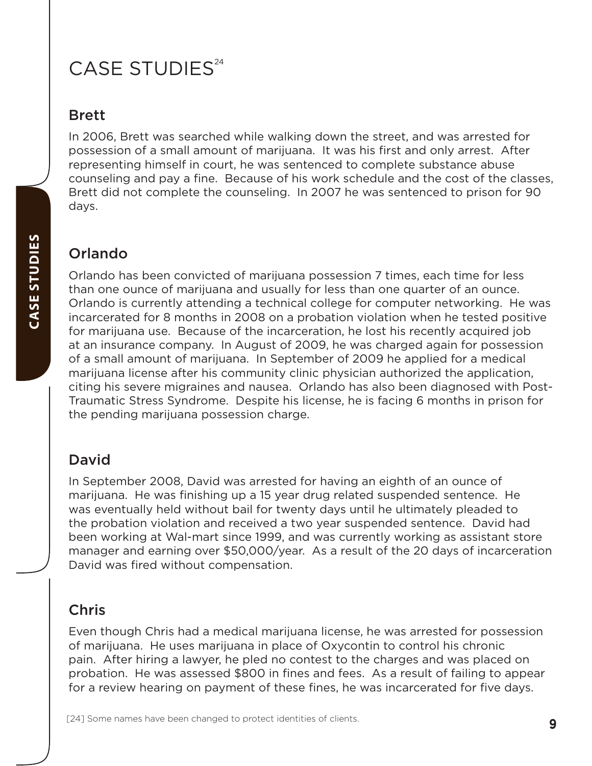# CASE STUDIES[24]

## Brett

In 2006, Brett was searched while walking down the street, and was arrested for possession of a small amount of marijuana. It was his first and only arrest. After representing himself in court, he was sentenced to complete substance abuse counseling and pay a fine. Because of his work schedule and the cost of the classes, Brett did not complete the counseling. In 2007 he was sentenced to prison for 90 days.

## Orlando

Orlando has been convicted of marijuana possession 7 times, each time for less than one ounce of marijuana and usually for less than one quarter of an ounce. Orlando is currently attending a technical college for computer networking. He was incarcerated for 8 months in 2008 on a probation violation when he tested positive for marijuana use. Because of the incarceration, he lost his recently acquired job at an insurance company. In August of 2009, he was charged again for possession of a small amount of marijuana. In September of 2009 he applied for a medical marijuana license after his community clinic physician authorized the application, citing his severe migraines and nausea. Orlando has also been diagnosed with Post-Traumatic Stress Syndrome. Despite his license, he is facing 6 months in prison for the pending marijuana possession charge.

## David

In September 2008, David was arrested for having an eighth of an ounce of marijuana. He was finishing up a 15 year drug related suspended sentence. He was eventually held without bail for twenty days until he ultimately pleaded to the probation violation and received a two year suspended sentence. David had been working at Wal-mart since 1999, and was currently working as assistant store manager and earning over $50,000/year. As a result of the 20 days of incarceration David was fired without compensation.

## Chris

Even though Chris had a medical marijuana license, he was arrested for possession of marijuana. He uses marijuana in place of Oxycontin to control his chronic pain. After hiring a lawyer, he pled no contest to the charges and was placed on probation. He was assessed $800 in fines and fees. As a result of failing to appear for a review hearing on payment of these fines, he was incarcerated for five days.

[24] Some names have been changed to protect identities of clients.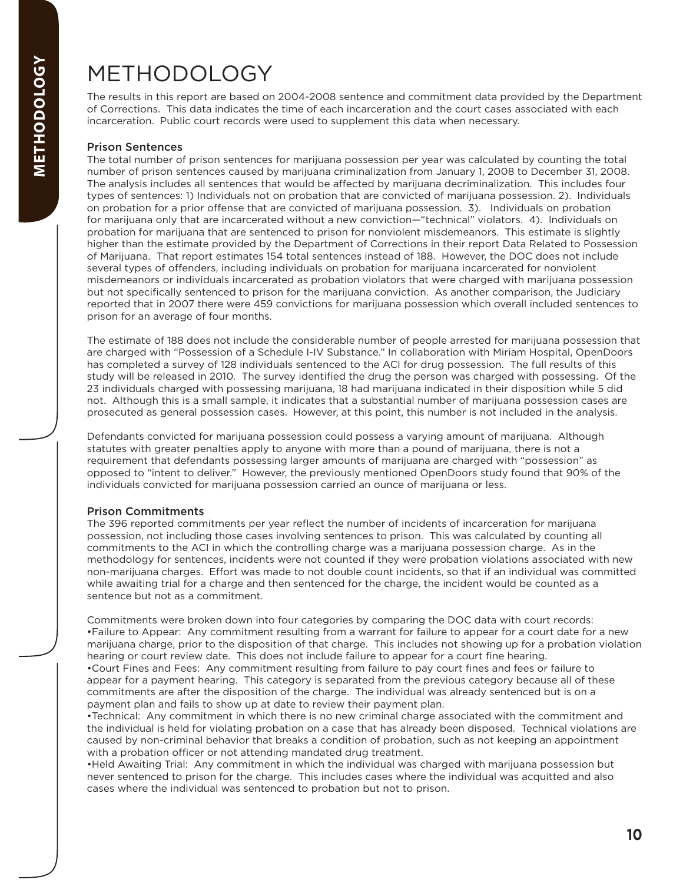# METHODOLOGY

The results in this report are based on 2004-2008 sentence and commitment data provided by the Department of Corrections. This data indicates the time of each incarceration and the court cases associated with each incarceration. Public court records were used to supplement this data when necessary.

### Prison Sentences

The total number of prison sentences for marijuana possession per year was calculated by counting the total number of prison sentences caused by marijuana criminalization from January 1, 2008 to December 31, 2008. The analysis includes all sentences that would be affected by marijuana decriminalization. This includes four types of sentences: 1) Individuals not on probation that are convicted of marijuana possession. 2). Individuals on probation for a prior offense that are convicted of marijuana possession. 3). Individuals on probation for marijuana only that are incarcerated without a new conviction—"technical" violators. 4). Individuals on probation for marijuana that are sentenced to prison for nonviolent misdemeanors. This estimate is slightly higher than the estimate provided by the Department of Corrections in their report Data Related to Possession of Marijuana. That report estimates 154 total sentences instead of 188. However, the DOC does not include several types of offenders, including individuals on probation for marijuana incarcerated for nonviolent misdemeanors or individuals incarcerated as probation violators that were charged with marijuana possession but not specifically sentenced to prison for the marijuana conviction. As another comparison, the Judiciary reported that in 2007 there were 459 convictions for marijuana possession which overall included sentences to prison for an average of four months.

The estimate of 188 does not include the considerable number of people arrested for marijuana possession that are charged with "Possession of a Schedule I-IV Substance." In collaboration with Miriam Hospital, OpenDoors has completed a survey of 128 individuals sentenced to the ACI for drug possession. The full results of this study will be released in 2010. The survey identified the drug the person was charged with possessing. Of the 23 individuals charged with possessing marijuana, 18 had marijuana indicated in their disposition while 5 did not. Although this is a small sample, it indicates that a substantial number of marijuana possession cases are prosecuted as general possession cases. However, at this point, this number is not included in the analysis.

Defendants convicted for marijuana possession could possess a varying amount of marijuana. Although statutes with greater penalties apply to anyone with more than a pound of marijuana, there is not a requirement that defendants possessing larger amounts of marijuana are charged with "possession" as opposed to "intent to deliver." However, the previously mentioned OpenDoors study found that 90% of the individuals convicted for marijuana possession carried an ounce of marijuana or less.

### Prison Commitments

The 396 reported commitments per year reflect the number of incidents of incarceration for marijuana possession, not including those cases involving sentences to prison. This was calculated by counting all commitments to the ACI in which the controlling charge was a marijuana possession charge. As in the methodology for sentences, incidents were not counted if they were probation violations associated with new non-marijuana charges. Effort was made to not double count incidents, so that if an individual was committed while awaiting trial for a charge and then sentenced for the charge, the incident would be counted as a sentence but not as a commitment.

Commitments were broken down into four categories by comparing the DOC data with court records:

- Failure to Appear: Any commitment resulting from a warrant for failure to appear for a court date for a new marijuana charge, prior to the disposition of that charge. This includes not showing up for a probation violation hearing or court review date. This does not include failure to appear for a court fine hearing.
- Court Fines and Fees: Any commitment resulting from failure to pay court fines and fees or failure to appear for a payment hearing. This category is separated from the previous category because all of these commitments are after the disposition of the charge. The individual was already sentenced but is on a payment plan and fails to show up at date to review their payment plan.
- Technical: Any commitment in which there is no new criminal charge associated with the commitment and the individual is held for violating probation on a case that has already been disposed. Technical violations are caused by non-criminal behavior that breaks a condition of probation, such as not keeping an appointment with a probation officer or not attending mandated drug treatment.
- Held Awaiting Trial: Any commitment in which the individual was charged with marijuana possession but never sentenced to prison for the charge. This includes cases where the individual was acquitted and also cases where the individual was sentenced to probation but not to prison.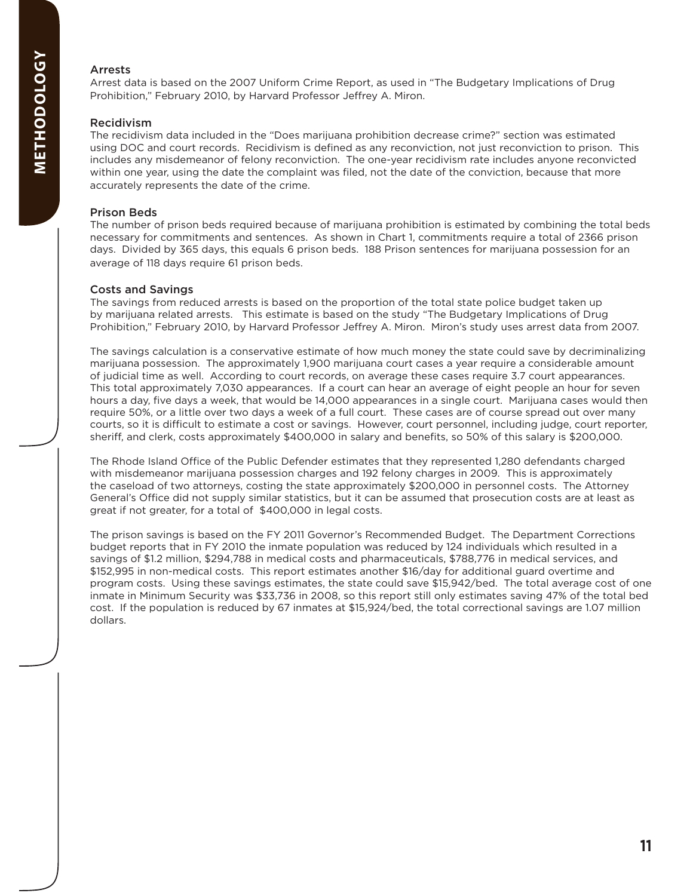# METHODOLOGY

### Arrests

Arrest data is based on the 2007 Uniform Crime Report, as used in "The Budgetary Implications of Drug Prohibition," February 2010, by Harvard Professor Jeffrey A. Miron.

### Recidivism

The recidivism data included in the "Does marijuana prohibition decrease crime?" section was estimated using DOC and court records. Recidivism is defined as any reconviction, not just reconviction to prison. This includes any misdemeanor of felony reconviction. The one-year recidivism rate includes anyone reconvicted within one year, using the date the complaint was filed, not the date of the conviction, because that more accurately represents the date of the crime.

### Prison Beds

The number of prison beds required because of marijuana prohibition is estimated by combining the total beds necessary for commitments and sentences. As shown in Chart 1, commitments require a total of 2366 prison days. Divided by 365 days, this equals 6 prison beds. 188 Prison sentences for marijuana possession for an average of 118 days require 61 prison beds.

### Costs and Savings

The savings from reduced arrests is based on the proportion of the total state police budget taken up by marijuana related arrests. This estimate is based on the study "The Budgetary Implications of Drug Prohibition," February 2010, by Harvard Professor Jeffrey A. Miron. Miron's study uses arrest data from 2007.

The savings calculation is a conservative estimate of how much money the state could save by decriminalizing marijuana possession. The approximately 1,900 marijuana court cases a year require a considerable amount of judicial time as well. According to court records, on average these cases require 3.7 court appearances. This total approximately 7,030 appearances. If a court can hear an average of eight people an hour for seven hours a day, five days a week, that would be 14,000 appearances in a single court. Marijuana cases would then require 50%, or a little over two days a week of a full court. These cases are of course spread out over many courts, so it is difficult to estimate a cost or savings. However, court personnel, including judge, court reporter, sheriff, and clerk, costs approximately $400,000 in salary and benefits, so 50% of this salary is $200,000.

The Rhode Island Office of the Public Defender estimates that they represented 1,280 defendants charged with misdemeanor marijuana possession charges and 192 felony charges in 2009. This is approximately the caseload of two attorneys, costing the state approximately $200,000 in personnel costs. The Attorney General's Office did not supply similar statistics, but it can be assumed that prosecution costs are at least as great if not greater, for a total of $400,000 in legal costs.

The prison savings is based on the FY 2011 Governor's Recommended Budget. The Department Corrections budget reports that in FY 2010 the inmate population was reduced by 124 individuals which resulted in a savings of $1.2 million, $294,788 in medical costs and pharmaceuticals, $788,776 in medical services, and $152,995 in non-medical costs. This report estimates another $16/day for additional guard overtime and program costs. Using these savings estimates, the state could save $15,942/bed. The total average cost of one inmate in Minimum Security was $33,736 in 2008, so this report still only estimates saving 47% of the total bed cost. If the population is reduced by 67 inmates at $15,924/bed, the total correctional savings are 1.07 million dollars.